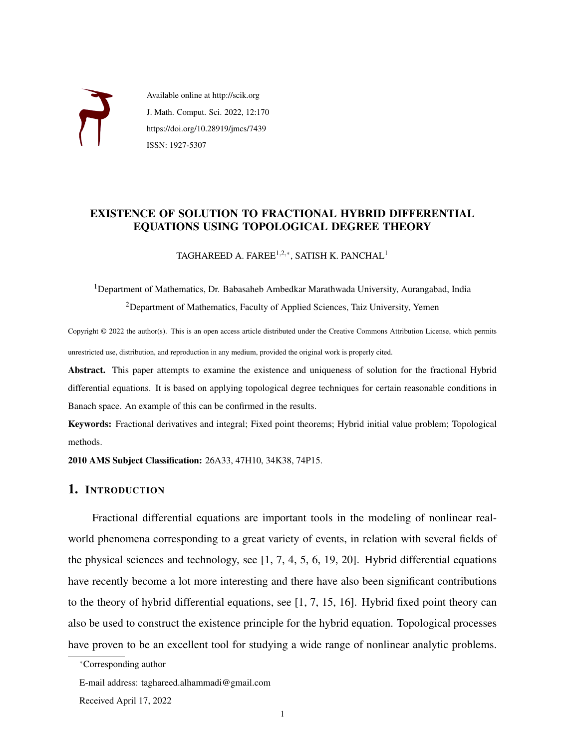Available online at http://scik.org

J. Math. Comput. Sci. 2022, 12:170

https://doi.org/10.28919/jmcs/7439

ISSN: 1927-5307

# EXISTENCE OF SOLUTION TO FRACTIONAL HYBRID DIFFERENTIAL EQUATIONS USING TOPOLOGICAL DEGREE THEORY

TAGHAREED A. FAREE[1,2,*], SATISH K. PANCHAL[1]

[1]Department of Mathematics, Dr. Babasaheb Ambedkar Marathwada University, Aurangabad, India

[2]Department of Mathematics, Faculty of Applied Sciences, Taiz University, Yemen

Copyright © 2022 the author(s). This is an open access article distributed under the Creative Commons Attribution License, which permits unrestricted use, distribution, and reproduction in any medium, provided the original work is properly cited.

**Abstract.** This paper attempts to examine the existence and uniqueness of solution for the fractional Hybrid differential equations. It is based on applying topological degree techniques for certain reasonable conditions in Banach space. An example of this can be confirmed in the results.

**Keywords:** Fractional derivatives and integral; Fixed point theorems; Hybrid initial value problem; Topological methods.

**2010 AMS Subject Classification:** 26A33, 47H10, 34K38, 74P15.

## 1. Introduction

Fractional differential equations are important tools in the modeling of nonlinear real-world phenomena corresponding to a great variety of events, in relation with several fields of the physical sciences and technology, see [1, 7, 4, 5, 6, 19, 20]. Hybrid differential equations have recently become a lot more interesting and there have also been significant contributions to the theory of hybrid differential equations, see [1, 7, 15, 16]. Hybrid fixed point theory can also be used to construct the existence principle for the hybrid equation. Topological processes have proven to be an excellent tool for studying a wide range of nonlinear analytic problems.

*Corresponding author

E-mail address: taghareed.alhammadi@gmail.com

Received April 17, 2022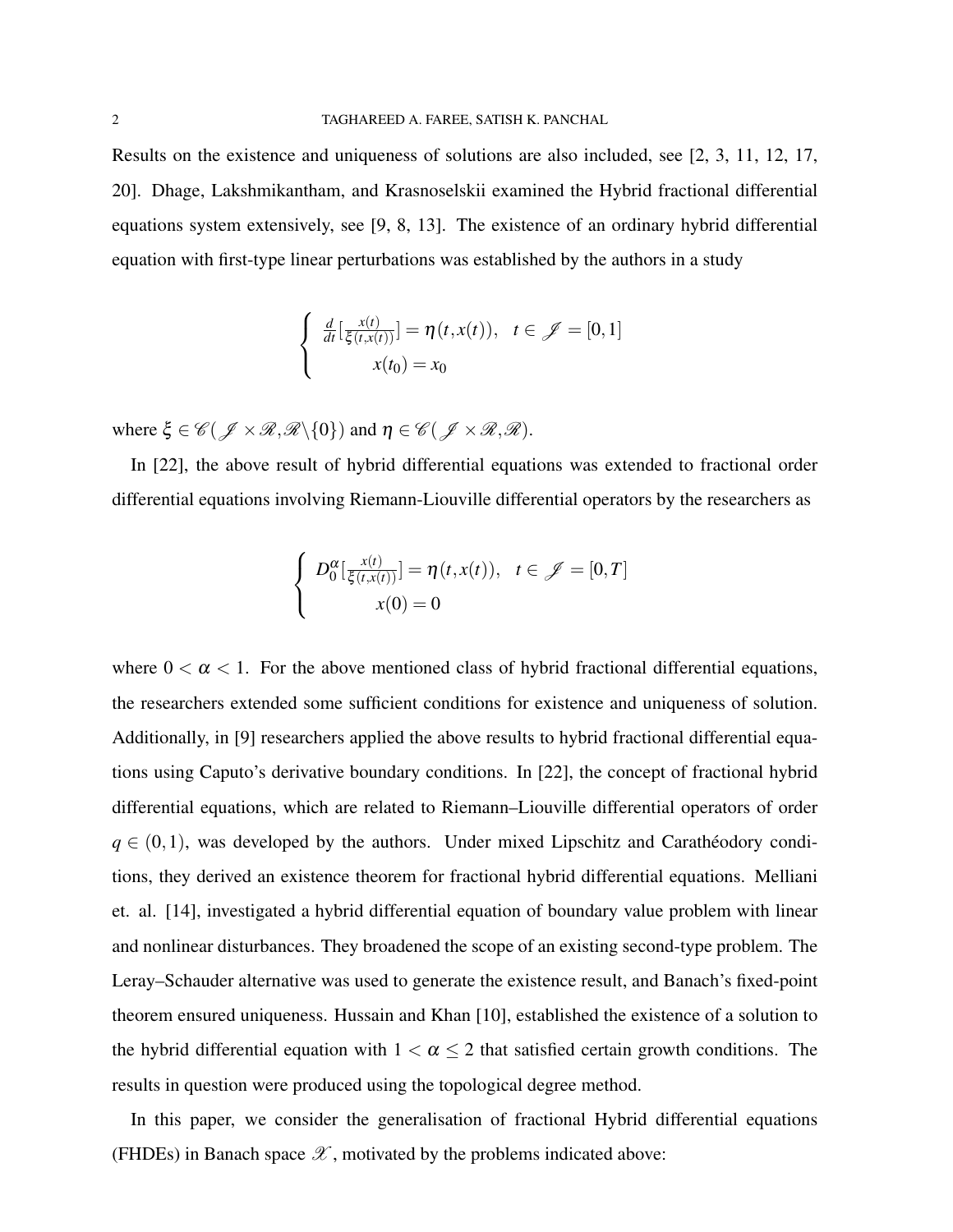Results on the existence and uniqueness of solutions are also included, see [2, 3, 11, 12, 17, 20]. Dhage, Lakshmikantham, and Krasnoselskii examined the Hybrid fractional differential equations system extensively, see [9, 8, 13]. The existence of an ordinary hybrid differential equation with first-type linear perturbations was established by the authors in a study

$$
\begin{cases} \frac{d}{dt}[\frac{x(t)}{\xi(t,x(t))}] = \eta(t,x(t)), \quad t \in \mathscr{J} = [0,1] \\ \qquad\qquad x(t_0) = x_0 \end{cases}
$$

where $\xi \in \mathscr{C}(\mathscr{J} \times \mathscr{R}, \mathscr{R}\backslash\{0\})$ and $\eta \in \mathscr{C}(\mathscr{J} \times \mathscr{R}, \mathscr{R})$.

In [22], the above result of hybrid differential equations was extended to fractional order differential equations involving Riemann-Liouville differential operators by the researchers as

$$
\begin{cases} D_0^{\alpha}[\frac{x(t)}{\xi(t,x(t))}] = \eta(t,x(t)), \quad t \in \mathscr{J} = [0,T] \\ \qquad\qquad x(0) = 0 \end{cases}
$$

where $0 < \alpha < 1$. For the above mentioned class of hybrid fractional differential equations, the researchers extended some sufficient conditions for existence and uniqueness of solution. Additionally, in [9] researchers applied the above results to hybrid fractional differential equations using Caputo's derivative boundary conditions. In [22], the concept of fractional hybrid differential equations, which are related to Riemann–Liouville differential operators of order $q \in (0,1)$, was developed by the authors. Under mixed Lipschitz and Carathéodory conditions, they derived an existence theorem for fractional hybrid differential equations. Melliani et. al. [14], investigated a hybrid differential equation of boundary value problem with linear and nonlinear disturbances. They broadened the scope of an existing second-type problem. The Leray–Schauder alternative was used to generate the existence result, and Banach's fixed-point theorem ensured uniqueness. Hussain and Khan [10], established the existence of a solution to the hybrid differential equation with $1 < \alpha \leq 2$ that satisfied certain growth conditions. The results in question were produced using the topological degree method.

In this paper, we consider the generalisation of fractional Hybrid differential equations (FHDEs) in Banach space $\mathscr{X}$, motivated by the problems indicated above: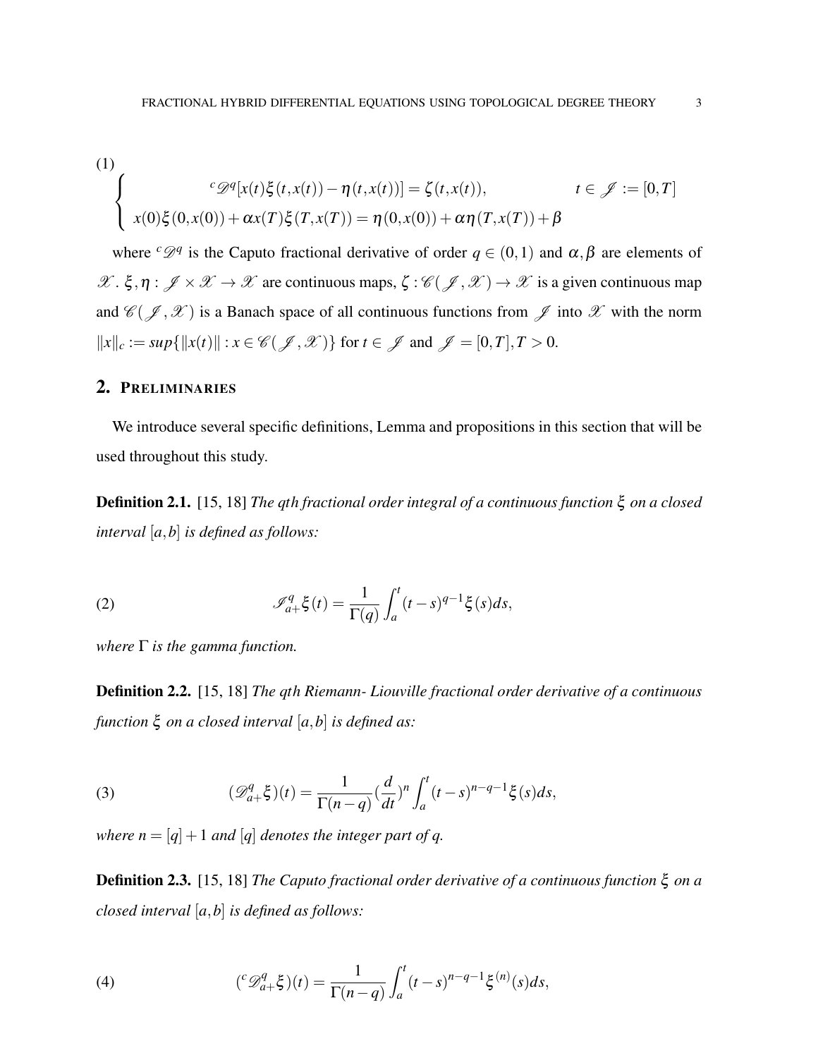(1)

$$
\begin{cases}
{}^{c}\mathscr{D}^{q}[x(t)\xi(t,x(t)) - \eta(t,x(t))] = \zeta(t,x(t)), & t \in \mathscr{J} := [0,T] \\
x(0)\xi(0,x(0)) + \alpha x(T)\xi(T,x(T)) = \eta(0,x(0)) + \alpha\eta(T,x(T)) + \beta
\end{cases}
$$

where ${}^{c}\mathscr{D}^{q}$ is the Caputo fractional derivative of order $q \in (0,1)$ and $\alpha, \beta$ are elements of $\mathscr{X}$. $\xi, \eta : \mathscr{J} \times \mathscr{X} \to \mathscr{X}$ are continuous maps, $\zeta : \mathscr{C}(\mathscr{J},\mathscr{X}) \to \mathscr{X}$ is a given continuous map and $\mathscr{C}(\mathscr{J},\mathscr{X})$ is a Banach space of all continuous functions from $\mathscr{J}$ into $\mathscr{X}$ with the norm $\|x\|_c := sup\{\|x(t)\| : x \in \mathscr{C}(\mathscr{J},\mathscr{X})\}$ for $t \in \mathscr{J}$ and $\mathscr{J} = [0,T], T > 0$.

## 2. Preliminaries

We introduce several specific definitions, Lemma and propositions in this section that will be used throughout this study.

**Definition 2.1.** [15, 18] *The $q$th fractional order integral of a continuous function $\xi$ on a closed interval $[a,b]$ is defined as follows:*

$$
\mathscr{I}^{q}_{a+}\xi(t) = \frac{1}{\Gamma(q)} \int_a^t (t-s)^{q-1}\xi(s)ds, \tag{2}
$$

*where $\Gamma$ is the gamma function.*

**Definition 2.2.** [15, 18] *The $q$th Riemann- Liouville fractional order derivative of a continuous function $\xi$ on a closed interval $[a,b]$ is defined as:*

$$
(\mathscr{D}^{q}_{a+}\xi)(t) = \frac{1}{\Gamma(n-q)} (\frac{d}{dt})^n \int_a^t (t-s)^{n-q-1}\xi(s)ds, \tag{3}
$$

*where $n = [q]+1$ and $[q]$ denotes the integer part of $q$.*

**Definition 2.3.** [15, 18] *The Caputo fractional order derivative of a continuous function $\xi$ on a closed interval $[a,b]$ is defined as follows:*

$$
({}^{c}\mathscr{D}^{q}_{a+}\xi)(t) = \frac{1}{\Gamma(n-q)} \int_a^t (t-s)^{n-q-1}\xi^{(n)}(s)ds, \tag{4}
$$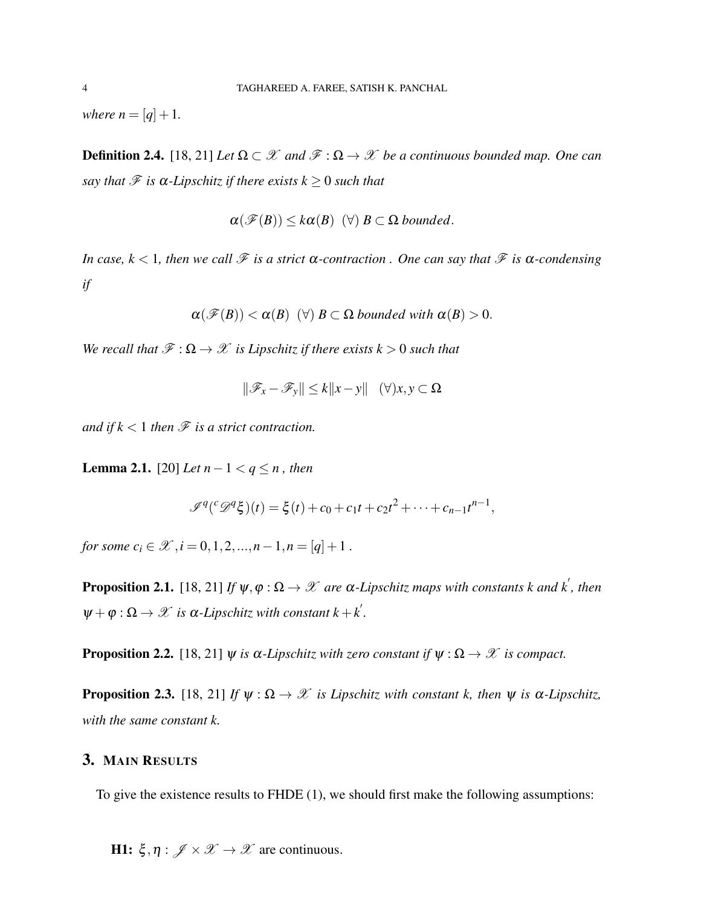*where $n = [q] + 1$.*

**Definition 2.4.** [18, 21] *Let $\Omega \subset \mathscr{X}$ and $\mathscr{F} : \Omega \to \mathscr{X}$ be a continuous bounded map. One can say that $\mathscr{F}$ is $\alpha$-Lipschitz if there exists $k \geq 0$ such that*

$$\alpha(\mathscr{F}(B)) \leq k\alpha(B) \ \ (\forall) \ B \subset \Omega \ bounded.$$

*In case, $k < 1$, then we call $\mathscr{F}$ is a strict $\alpha$-contraction . One can say that $\mathscr{F}$ is $\alpha$-condensing if*

$$\alpha(\mathscr{F}(B)) < \alpha(B) \ \ (\forall) \ B \subset \Omega \ bounded \ with \ \alpha(B) > 0.$$

*We recall that $\mathscr{F} : \Omega \to \mathscr{X}$ is Lipschitz if there exists $k > 0$ such that*

$$\|\mathscr{F}_x - \mathscr{F}_y\| \leq k\|x - y\| \quad (\forall) x, y \subset \Omega$$

*and if $k < 1$ then $\mathscr{F}$ is a strict contraction.*

**Lemma 2.1.** [20] *Let $n - 1 < q \leq n$ , then*

$$\mathscr{I}^q({}^c\mathscr{D}^q\xi)(t) = \xi(t) + c_0 + c_1 t + c_2 t^2 + \cdots + c_{n-1}t^{n-1},$$

*for some $c_i \in \mathscr{X}$ , $i = 0, 1, 2, ..., n-1, n = [q] + 1$ .*

**Proposition 2.1.** [18, 21] *If $\psi, \varphi : \Omega \to \mathscr{X}$ are $\alpha$-Lipschitz maps with constants $k$ and $k'$, then $\psi + \varphi : \Omega \to \mathscr{X}$ is $\alpha$-Lipschitz with constant $k + k'$.*

**Proposition 2.2.** [18, 21] *$\psi$ is $\alpha$-Lipschitz with zero constant if $\psi : \Omega \to \mathscr{X}$ is compact.*

**Proposition 2.3.** [18, 21] *If $\psi : \Omega \to \mathscr{X}$ is Lipschitz with constant $k$, then $\psi$ is $\alpha$-Lipschitz, with the same constant $k$.*

## 3. Main Results

To give the existence results to FHDE (1), we should first make the following assumptions:

**H1:** $\xi, \eta : \mathscr{J} \times \mathscr{X} \to \mathscr{X}$ are continuous.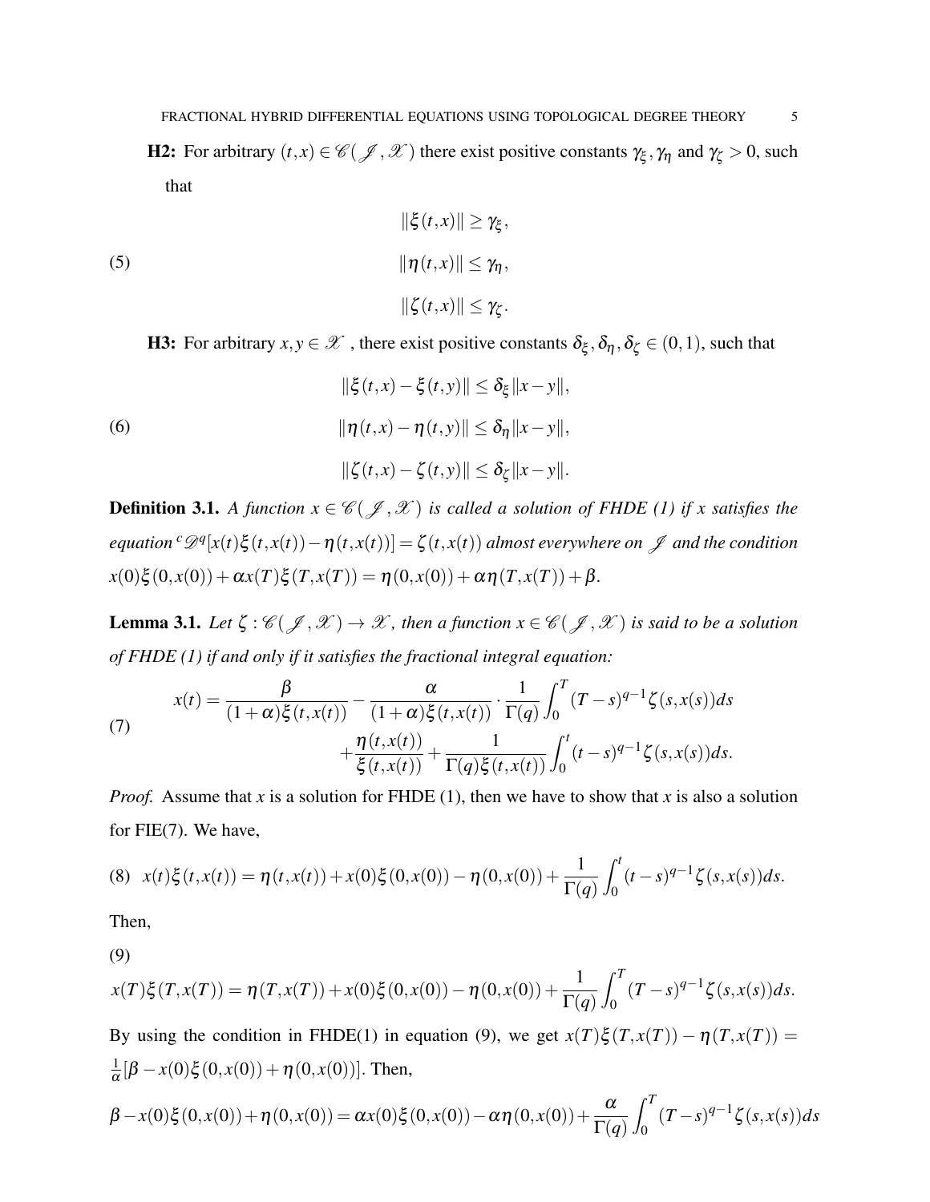**H2:** For arbitrary $(t,x) \in \mathscr{C}(\mathscr{J},\mathscr{X})$ there exist positive constants $\gamma_\xi, \gamma_\eta$ and $\gamma_\zeta > 0$, such that

$$
\begin{aligned}
&\|\xi(t,x)\| \geq \gamma_\xi, \\
&\|\eta(t,x)\| \leq \gamma_\eta, \qquad (5)\\
&\|\zeta(t,x)\| \leq \gamma_\zeta.
\end{aligned}
$$

**H3:** For arbitrary $x,y \in \mathscr{X}$ , there exist positive constants $\delta_\xi, \delta_\eta, \delta_\zeta \in (0,1)$, such that

$$
\begin{aligned}
&\|\xi(t,x) - \xi(t,y)\| \leq \delta_\xi \|x-y\|, \\
&\|\eta(t,x) - \eta(t,y)\| \leq \delta_\eta \|x-y\|, \qquad (6)\\
&\|\zeta(t,x) - \zeta(t,y)\| \leq \delta_\zeta \|x-y\|.
\end{aligned}
$$

**Definition 3.1.** *A function $x \in \mathscr{C}(\mathscr{J},\mathscr{X})$ is called a solution of FHDE (1) if $x$ satisfies the equation ${}^c\mathscr{D}^q[x(t)\xi(t,x(t)) - \eta(t,x(t))] = \zeta(t,x(t))$ almost everywhere on $\mathscr{J}$ and the condition $x(0)\xi(0,x(0)) + \alpha x(T)\xi(T,x(T)) = \eta(0,x(0)) + \alpha\eta(T,x(T)) + \beta$.*

**Lemma 3.1.** *Let $\zeta : \mathscr{C}(\mathscr{J},\mathscr{X}) \to \mathscr{X}$, then a function $x \in \mathscr{C}(\mathscr{J},\mathscr{X})$ is said to be a solution of FHDE (1) if and only if it satisfies the fractional integral equation:*

$$
\begin{aligned}
x(t) = &\frac{\beta}{(1+\alpha)\xi(t,x(t))} - \frac{\alpha}{(1+\alpha)\xi(t,x(t))} \cdot \frac{1}{\Gamma(q)} \int_0^T (T-s)^{q-1}\zeta(s,x(s))ds \\
&+ \frac{\eta(t,x(t))}{\xi(t,x(t))} + \frac{1}{\Gamma(q)\xi(t,x(t))} \int_0^t (t-s)^{q-1}\zeta(s,x(s))ds. \qquad (7)
\end{aligned}
$$

*Proof.* Assume that $x$ is a solution for FHDE (1), then we have to show that $x$ is also a solution for FIE(7). We have,

$$
x(t)\xi(t,x(t)) = \eta(t,x(t)) + x(0)\xi(0,x(0)) - \eta(0,x(0)) + \frac{1}{\Gamma(q)} \int_0^t (t-s)^{q-1}\zeta(s,x(s))ds. \qquad (8)
$$

Then,

$$
x(T)\xi(T,x(T)) = \eta(T,x(T)) + x(0)\xi(0,x(0)) - \eta(0,x(0)) + \frac{1}{\Gamma(q)} \int_0^T (T-s)^{q-1}\zeta(s,x(s))ds. \qquad (9)
$$

By using the condition in FHDE(1) in equation (9), we get $x(T)\xi(T,x(T)) - \eta(T,x(T)) = \frac{1}{\alpha}[\beta - x(0)\xi(0,x(0)) + \eta(0,x(0))]$. Then,

$$
\beta - x(0)\xi(0,x(0)) + \eta(0,x(0)) = \alpha x(0)\xi(0,x(0)) - \alpha\eta(0,x(0)) + \frac{\alpha}{\Gamma(q)} \int_0^T (T-s)^{q-1}\zeta(s,x(s))ds
$$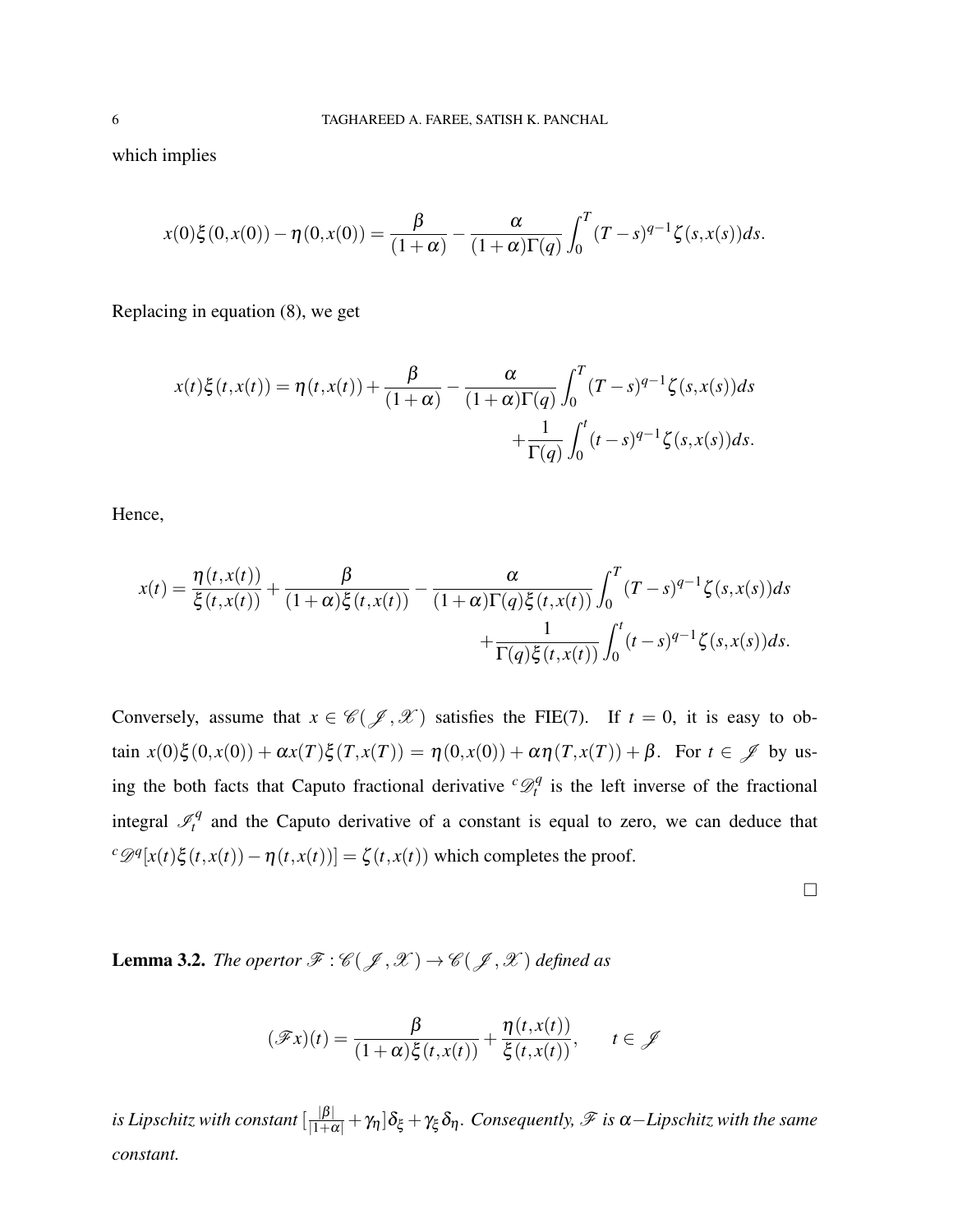which implies

$$x(0)\xi(0,x(0)) - \eta(0,x(0)) = \frac{\beta}{(1+\alpha)} - \frac{\alpha}{(1+\alpha)\Gamma(q)} \int_0^T (T-s)^{q-1} \zeta(s,x(s))ds.$$

Replacing in equation (8), we get

$$x(t)\xi(t,x(t)) = \eta(t,x(t)) + \frac{\beta}{(1+\alpha)} - \frac{\alpha}{(1+\alpha)\Gamma(q)} \int_0^T (T-s)^{q-1} \zeta(s,x(s))ds + \frac{1}{\Gamma(q)} \int_0^t (t-s)^{q-1} \zeta(s,x(s))ds.$$

Hence,

$$x(t) = \frac{\eta(t,x(t))}{\xi(t,x(t))} + \frac{\beta}{(1+\alpha)\xi(t,x(t))} - \frac{\alpha}{(1+\alpha)\Gamma(q)\xi(t,x(t))} \int_0^T (T-s)^{q-1} \zeta(s,x(s))ds + \frac{1}{\Gamma(q)\xi(t,x(t))} \int_0^t (t-s)^{q-1} \zeta(s,x(s))ds.$$

Conversely, assume that $x \in \mathscr{C}(\mathscr{J},\mathscr{X})$ satisfies the FIE(7). If $t = 0$, it is easy to obtain $x(0)\xi(0,x(0)) + \alpha x(T)\xi(T,x(T)) = \eta(0,x(0)) + \alpha\eta(T,x(T)) + \beta$. For $t \in \mathscr{J}$ by using the both facts that Caputo fractional derivative ${}^c\mathscr{D}_t^q$ is the left inverse of the fractional integral $\mathscr{I}_t^q$ and the Caputo derivative of a constant is equal to zero, we can deduce that ${}^c\mathscr{D}^q[x(t)\xi(t,x(t)) - \eta(t,x(t))] = \zeta(t,x(t))$ which completes the proof.

□

**Lemma 3.2.** *The opertor $\mathscr{F} : \mathscr{C}(\mathscr{J},\mathscr{X}) \to \mathscr{C}(\mathscr{J},\mathscr{X})$ defined as*

$$(\mathscr{F}x)(t) = \frac{\beta}{(1+\alpha)\xi(t,x(t))} + \frac{\eta(t,x(t))}{\xi(t,x(t))}, \qquad t \in \mathscr{J}$$

*is Lipschitz with constant $[\frac{|\beta|}{|1+\alpha|} + \gamma_\eta]\delta_\xi + \gamma_\xi\delta_\eta$. Consequently, $\mathscr{F}$ is $\alpha-$Lipschitz with the same constant.*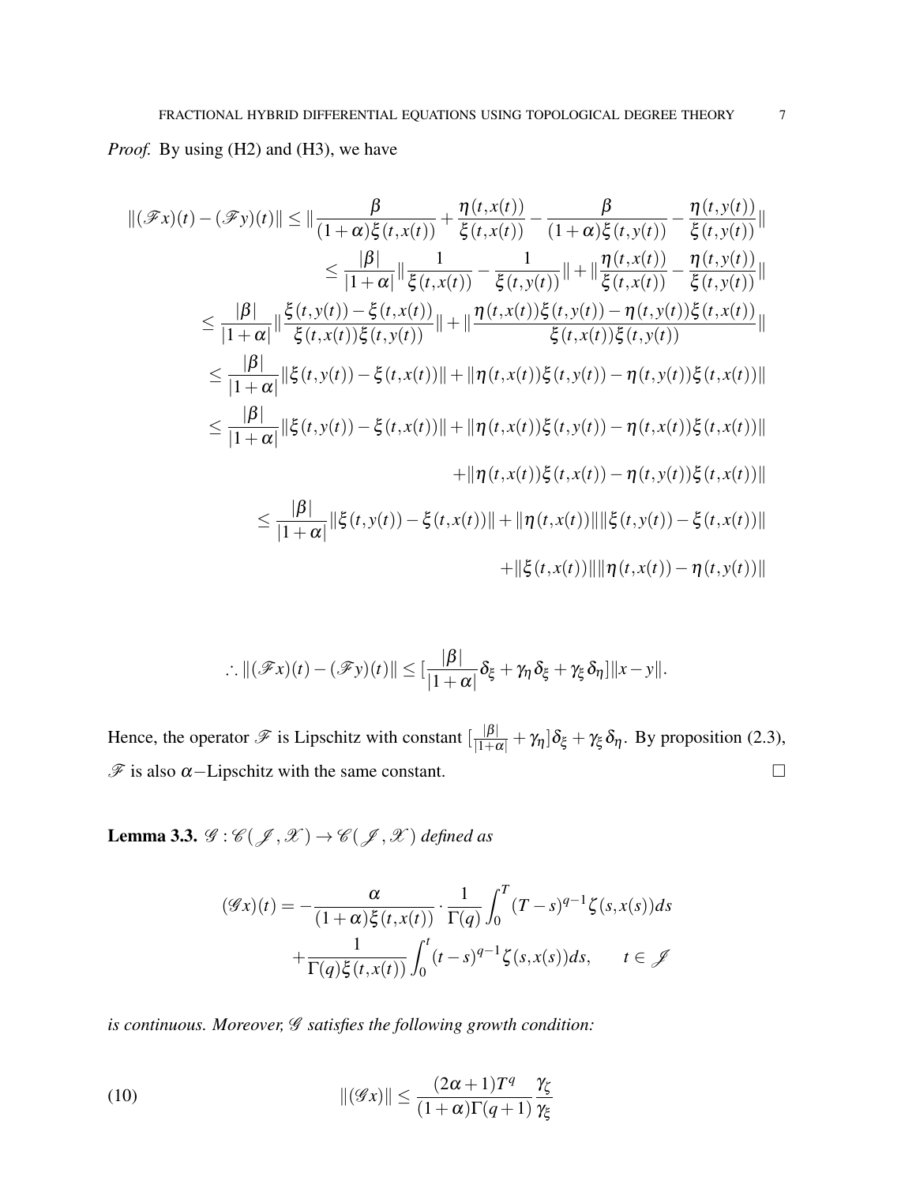*Proof.* By using (H2) and (H3), we have

$$
\begin{aligned}
\|(\mathscr{F}x)(t)-(\mathscr{F}y)(t)\| &\leq \|\frac{\beta}{(1+\alpha)\xi(t,x(t))}+\frac{\eta(t,x(t))}{\xi(t,x(t))}-\frac{\beta}{(1+\alpha)\xi(t,y(t))}-\frac{\eta(t,y(t))}{\xi(t,y(t))}\| \\
&\leq \frac{|\beta|}{|1+\alpha|}\|\frac{1}{\xi(t,x(t))}-\frac{1}{\xi(t,y(t))}\|+\|\frac{\eta(t,x(t))}{\xi(t,x(t))}-\frac{\eta(t,y(t))}{\xi(t,y(t))}\| \\
&\leq \frac{|\beta|}{|1+\alpha|}\|\frac{\xi(t,y(t))-\xi(t,x(t))}{\xi(t,x(t))\xi(t,y(t))}\|+\|\frac{\eta(t,x(t))\xi(t,y(t))-\eta(t,y(t))\xi(t,x(t))}{\xi(t,x(t))\xi(t,y(t))}\| \\
&\leq \frac{|\beta|}{|1+\alpha|}\|\xi(t,y(t))-\xi(t,x(t))\|+\|\eta(t,x(t))\xi(t,y(t))-\eta(t,y(t))\xi(t,x(t))\| \\
&\leq \frac{|\beta|}{|1+\alpha|}\|\xi(t,y(t))-\xi(t,x(t))\|+\|\eta(t,x(t))\xi(t,y(t))-\eta(t,x(t))\xi(t,x(t))\| \\
&\quad +\|\eta(t,x(t))\xi(t,x(t))-\eta(t,y(t))\xi(t,x(t))\| \\
&\leq \frac{|\beta|}{|1+\alpha|}\|\xi(t,y(t))-\xi(t,x(t))\|+\|\eta(t,x(t))\|\|\xi(t,y(t))-\xi(t,x(t))\| \\
&\quad +\|\xi(t,x(t))\|\|\eta(t,x(t))-\eta(t,y(t))\|
\end{aligned}
$$

$$
\therefore \|(\mathscr{F}x)(t)-(\mathscr{F}y)(t)\| \leq [\frac{|\beta|}{|1+\alpha|}\delta_\xi+\gamma_\eta\delta_\xi+\gamma_\xi\delta_\eta]\|x-y\|.
$$

Hence, the operator $\mathscr{F}$ is Lipschitz with constant $[\frac{|\beta|}{|1+\alpha|}+\gamma_\eta]\delta_\xi+\gamma_\xi\delta_\eta$. By proposition (2.3), $\mathscr{F}$ is also $\alpha-$Lipschitz with the same constant. $\square$

**Lemma 3.3.** *$\mathscr{G}:\mathscr{C}(\mathscr{J},\mathscr{X})\to\mathscr{C}(\mathscr{J},\mathscr{X})$ defined as*

$$
\begin{aligned}
(\mathscr{G}x)(t) = &-\frac{\alpha}{(1+\alpha)\xi(t,x(t))}\cdot\frac{1}{\Gamma(q)}\int_0^T (T-s)^{q-1}\zeta(s,x(s))ds \\
&+\frac{1}{\Gamma(q)\xi(t,x(t))}\int_0^t (t-s)^{q-1}\zeta(s,x(s))ds, \qquad t\in\mathscr{J}
\end{aligned}
$$

*is continuous. Moreover, $\mathscr{G}$ satisfies the following growth condition:*

$$
\|(\mathscr{G}x)\| \leq \frac{(2\alpha+1)T^q}{(1+\alpha)\Gamma(q+1)}\frac{\gamma_\zeta}{\gamma_\xi} \tag{10}
$$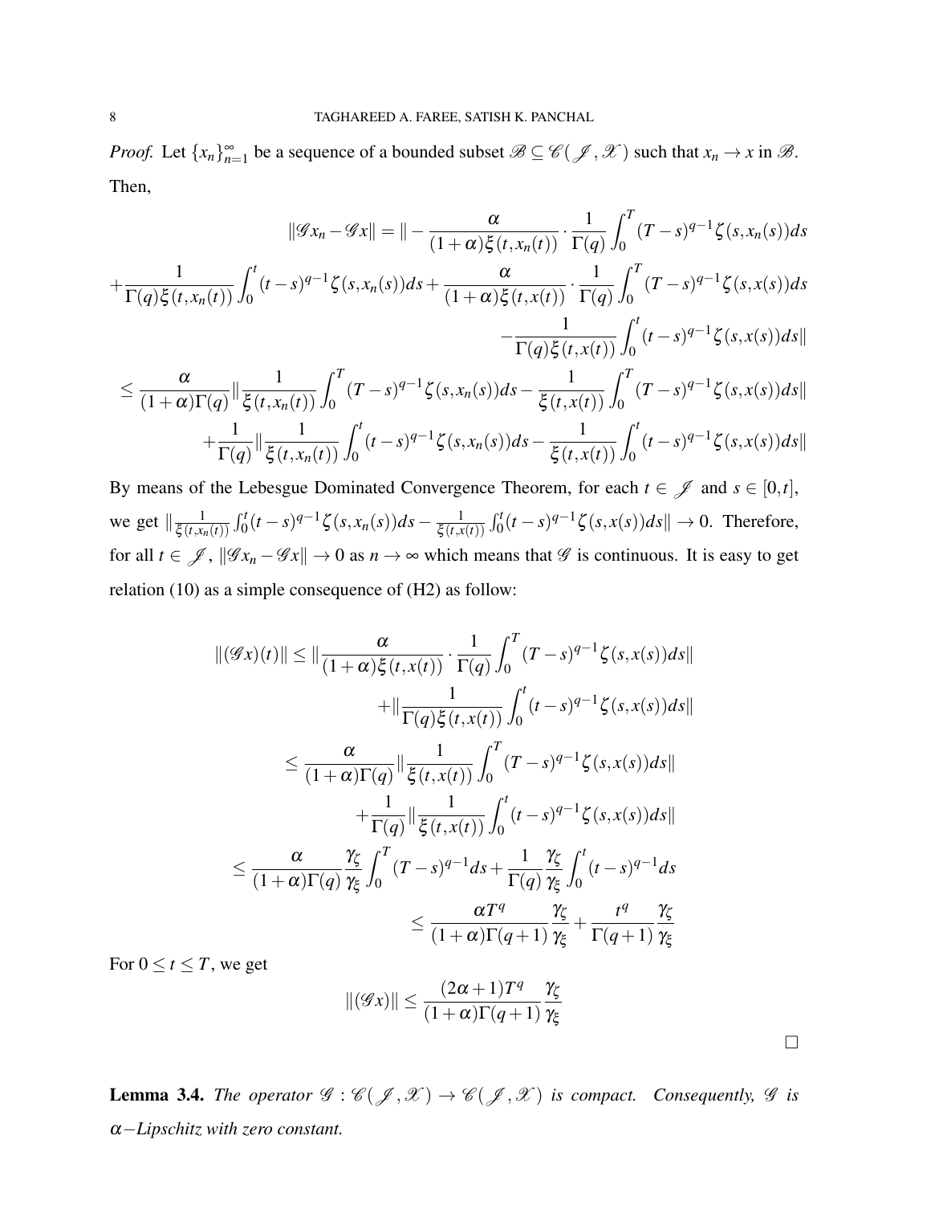*Proof.* Let $\{x_n\}_{n=1}^{\infty}$ be a sequence of a bounded subset $\mathscr{B} \subseteq \mathscr{C}(\mathscr{J},\mathscr{X})$ such that $x_n \to x$ in $\mathscr{B}$. Then,

$$
\begin{aligned}
\|\mathscr{G}x_n - \mathscr{G}x\| = \| & -\frac{\alpha}{(1+\alpha)\xi(t,x_n(t))}\cdot\frac{1}{\Gamma(q)}\int_0^T (T-s)^{q-1}\zeta(s,x_n(s))ds \\
& + \frac{1}{\Gamma(q)\xi(t,x_n(t))}\int_0^t (t-s)^{q-1}\zeta(s,x_n(s))ds + \frac{\alpha}{(1+\alpha)\xi(t,x(t))}\cdot\frac{1}{\Gamma(q)}\int_0^T (T-s)^{q-1}\zeta(s,x(s))ds \\
& - \frac{1}{\Gamma(q)\xi(t,x(t))}\int_0^t (t-s)^{q-1}\zeta(s,x(s))ds\| \\
\le \frac{\alpha}{(1+\alpha)\Gamma(q)} & \|\frac{1}{\xi(t,x_n(t))}\int_0^T (T-s)^{q-1}\zeta(s,x_n(s))ds - \frac{1}{\xi(t,x(t))}\int_0^T (T-s)^{q-1}\zeta(s,x(s))ds\| \\
& + \frac{1}{\Gamma(q)}\|\frac{1}{\xi(t,x_n(t))}\int_0^t (t-s)^{q-1}\zeta(s,x_n(s))ds - \frac{1}{\xi(t,x(t))}\int_0^t (t-s)^{q-1}\zeta(s,x(s))ds\|
\end{aligned}
$$

By means of the Lebesgue Dominated Convergence Theorem, for each $t \in \mathscr{J}$ and $s \in [0,t]$, we get $\|\frac{1}{\xi(t,x_n(t))}\int_0^t (t-s)^{q-1}\zeta(s,x_n(s))ds - \frac{1}{\xi(t,x(t))}\int_0^t (t-s)^{q-1}\zeta(s,x(s))ds\| \to 0$. Therefore, for all $t \in \mathscr{J}$, $\|\mathscr{G}x_n - \mathscr{G}x\| \to 0$ as $n \to \infty$ which means that $\mathscr{G}$ is continuous. It is easy to get relation (10) as a simple consequence of (H2) as follow:

$$
\begin{aligned}
\|(\mathscr{G}x)(t)\| &\le \|\frac{\alpha}{(1+\alpha)\xi(t,x(t))}\cdot\frac{1}{\Gamma(q)}\int_0^T (T-s)^{q-1}\zeta(s,x(s))ds\| \\
&\quad + \|\frac{1}{\Gamma(q)\xi(t,x(t))}\int_0^t (t-s)^{q-1}\zeta(s,x(s))ds\| \\
&\le \frac{\alpha}{(1+\alpha)\Gamma(q)}\|\frac{1}{\xi(t,x(t))}\int_0^T (T-s)^{q-1}\zeta(s,x(s))ds\| \\
&\quad + \frac{1}{\Gamma(q)}\|\frac{1}{\xi(t,x(t))}\int_0^t (t-s)^{q-1}\zeta(s,x(s))ds\| \\
&\le \frac{\alpha}{(1+\alpha)\Gamma(q)}\frac{\gamma_\zeta}{\gamma_\xi}\int_0^T (T-s)^{q-1}ds + \frac{1}{\Gamma(q)}\frac{\gamma_\zeta}{\gamma_\xi}\int_0^t (t-s)^{q-1}ds \\
&\le \frac{\alpha T^q}{(1+\alpha)\Gamma(q+1)}\frac{\gamma_\zeta}{\gamma_\xi} + \frac{t^q}{\Gamma(q+1)}\frac{\gamma_\zeta}{\gamma_\xi}
\end{aligned}
$$

For $0 \le t \le T$, we get

$$
\|(\mathscr{G}x)\| \le \frac{(2\alpha+1)T^q}{(1+\alpha)\Gamma(q+1)}\frac{\gamma_\zeta}{\gamma_\xi}
$$

□

**Lemma 3.4.** *The operator $\mathscr{G}:\mathscr{C}(\mathscr{J},\mathscr{X}) \to \mathscr{C}(\mathscr{J},\mathscr{X})$ is compact. Consequently, $\mathscr{G}$ is $\alpha-$Lipschitz with zero constant.*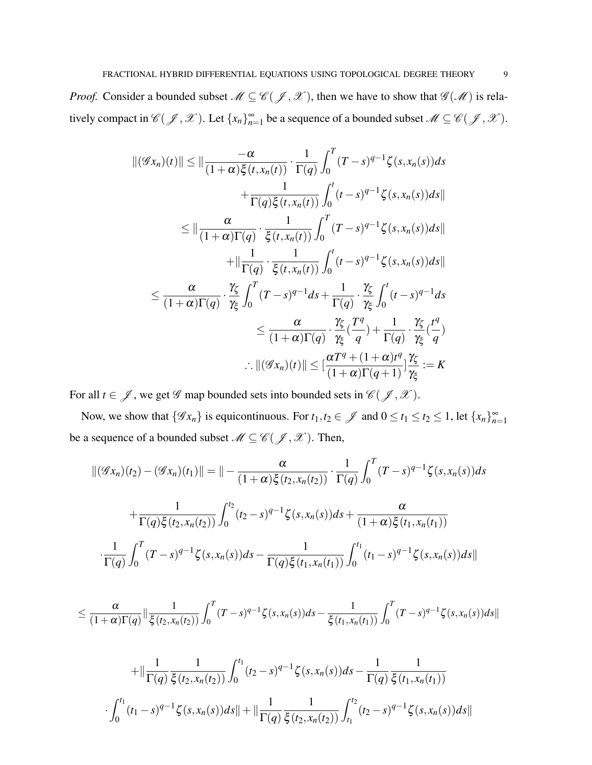*Proof.* Consider a bounded subset $\mathscr{M} \subseteq \mathscr{C}(\mathscr{J}, \mathscr{X})$, then we have to show that $\mathscr{G}(\mathscr{M})$ is relatively compact in $\mathscr{C}(\mathscr{J}, \mathscr{X})$. Let $\{x_n\}_{n=1}^{\infty}$ be a sequence of a bounded subset $\mathscr{M} \subseteq \mathscr{C}(\mathscr{J}, \mathscr{X})$.

$$
\begin{aligned}
\|(\mathscr{G}x_n)(t)\| &\leq \Big\|\frac{-\alpha}{(1+\alpha)\xi(t,x_n(t))} \cdot \frac{1}{\Gamma(q)} \int_0^T (T-s)^{q-1} \zeta(s,x_n(s))ds \\
&\qquad + \frac{1}{\Gamma(q)\xi(t,x_n(t))} \int_0^t (t-s)^{q-1} \zeta(s,x_n(s))ds\Big\| \\
&\leq \Big\|\frac{\alpha}{(1+\alpha)\Gamma(q)} \cdot \frac{1}{\xi(t,x_n(t))} \int_0^T (T-s)^{q-1} \zeta(s,x_n(s))ds\Big\| \\
&\qquad + \Big\|\frac{1}{\Gamma(q)} \cdot \frac{1}{\xi(t,x_n(t))} \int_0^t (t-s)^{q-1} \zeta(s,x_n(s))ds\Big\| \\
&\leq \frac{\alpha}{(1+\alpha)\Gamma(q)} \cdot \frac{\gamma_\zeta}{\gamma_\xi} \int_0^T (T-s)^{q-1} ds + \frac{1}{\Gamma(q)} \cdot \frac{\gamma_\zeta}{\gamma_\xi} \int_0^t (t-s)^{q-1} ds \\
&\leq \frac{\alpha}{(1+\alpha)\Gamma(q)} \cdot \frac{\gamma_\zeta}{\gamma_\xi} \Big(\frac{T^q}{q}\Big) + \frac{1}{\Gamma(q)} \cdot \frac{\gamma_\zeta}{\gamma_\xi} \Big(\frac{t^q}{q}\Big) \\
\therefore \|(\mathscr{G}x_n)(t)\| &\leq \Big[\frac{\alpha T^q + (1+\alpha)t^q}{(1+\alpha)\Gamma(q+1)}\Big] \frac{\gamma_\zeta}{\gamma_\xi} := K
\end{aligned}
$$

For all $t \in \mathscr{J}$, we get $\mathscr{G}$ map bounded sets into bounded sets in $\mathscr{C}(\mathscr{J}, \mathscr{X})$.

Now, we show that $\{\mathscr{G}x_n\}$ is equicontinuous. For $t_1, t_2 \in \mathscr{J}$ and $0 \leq t_1 \leq t_2 \leq 1$, let $\{x_n\}_{n=1}^{\infty}$ be a sequence of a bounded subset $\mathscr{M} \subseteq \mathscr{C}(\mathscr{J}, \mathscr{X})$. Then,

$$
\begin{aligned}
\|(\mathscr{G}x_n)(t_2) - (\mathscr{G}x_n)(t_1)\| &= \Big\| - \frac{\alpha}{(1+\alpha)\xi(t_2,x_n(t_2))} \cdot \frac{1}{\Gamma(q)} \int_0^T (T-s)^{q-1} \zeta(s,x_n(s))ds \\
&\quad + \frac{1}{\Gamma(q)\xi(t_2,x_n(t_2))} \int_0^{t_2} (t_2-s)^{q-1} \zeta(s,x_n(s))ds + \frac{\alpha}{(1+\alpha)\xi(t_1,x_n(t_1))} \\
&\quad \cdot \frac{1}{\Gamma(q)} \int_0^T (T-s)^{q-1} \zeta(s,x_n(s))ds - \frac{1}{\Gamma(q)\xi(t_1,x_n(t_1))} \int_0^{t_1} (t_1-s)^{q-1} \zeta(s,x_n(s))ds\Big\|
\end{aligned}
$$

$$
\begin{aligned}
&\leq \frac{\alpha}{(1+\alpha)\Gamma(q)} \Big\| \frac{1}{\xi(t_2,x_n(t_2))} \int_0^T (T-s)^{q-1} \zeta(s,x_n(s))ds - \frac{1}{\xi(t_1,x_n(t_1))} \int_0^T (T-s)^{q-1} \zeta(s,x_n(s))ds\Big\| \\
&\quad + \Big\|\frac{1}{\Gamma(q)} \frac{1}{\xi(t_2,x_n(t_2))} \int_0^{t_1} (t_2-s)^{q-1} \zeta(s,x_n(s))ds - \frac{1}{\Gamma(q)} \frac{1}{\xi(t_1,x_n(t_1))} \\
&\quad \cdot \int_0^{t_1} (t_1-s)^{q-1} \zeta(s,x_n(s))ds\Big\| + \Big\|\frac{1}{\Gamma(q)} \frac{1}{\xi(t_2,x_n(t_2))} \int_{t_1}^{t_2} (t_2-s)^{q-1} \zeta(s,x_n(s))ds\Big\|
\end{aligned}
$$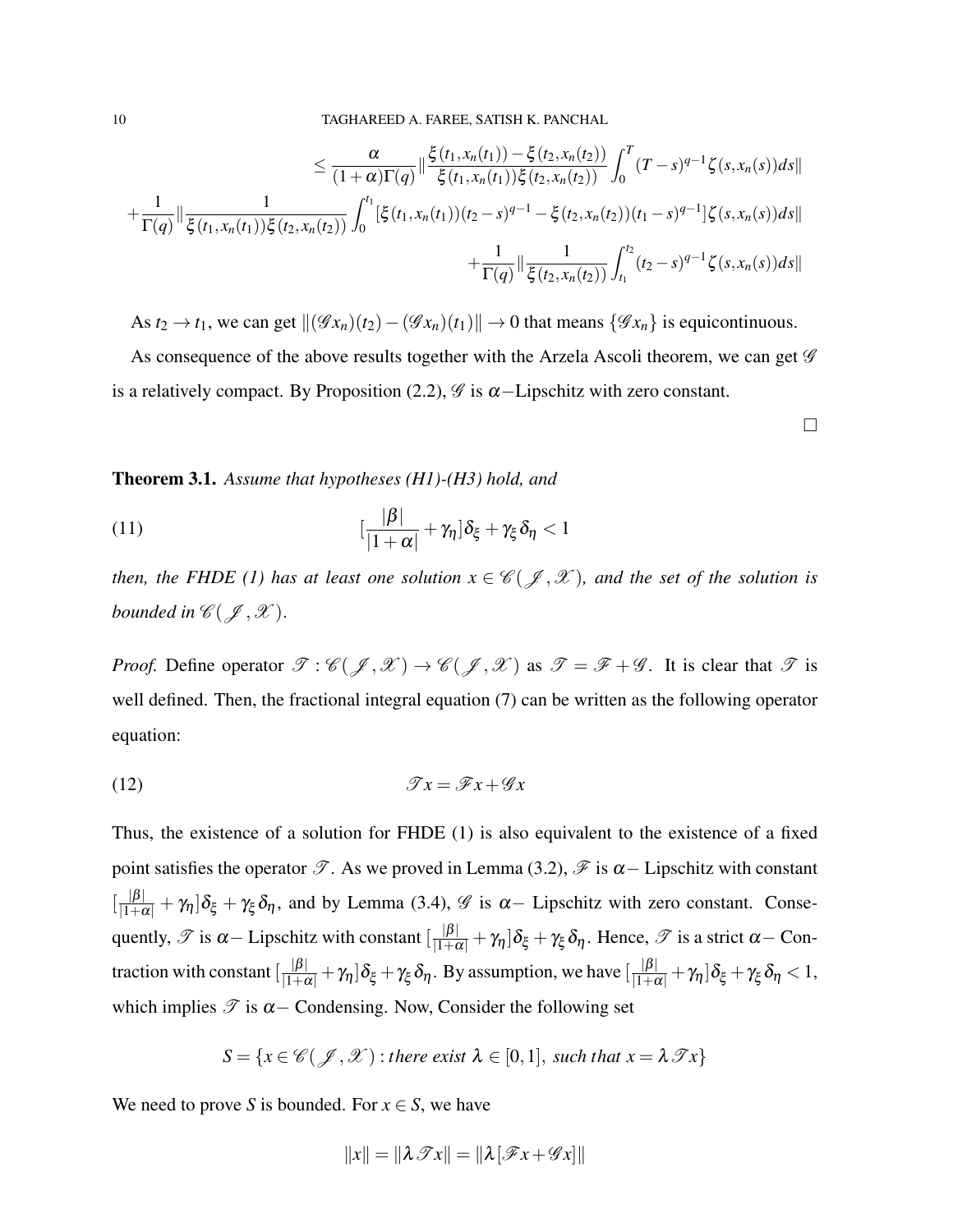$$
\leq \frac{\alpha}{(1+\alpha)\Gamma(q)} \| \frac{\xi(t_1,x_n(t_1)) - \xi(t_2,x_n(t_2))}{\xi(t_1,x_n(t_1))\xi(t_2,x_n(t_2))} \int_0^T (T-s)^{q-1} \zeta(s,x_n(s)) ds \|
$$

$$
+ \frac{1}{\Gamma(q)} \| \frac{1}{\xi(t_1,x_n(t_1))\xi(t_2,x_n(t_2))} \int_0^{t_1} [\xi(t_1,x_n(t_1))(t_2-s)^{q-1} - \xi(t_2,x_n(t_2))(t_1-s)^{q-1}] \zeta(s,x_n(s)) ds \|
$$

$$
+ \frac{1}{\Gamma(q)} \| \frac{1}{\xi(t_2,x_n(t_2))} \int_{t_1}^{t_2} (t_2-s)^{q-1} \zeta(s,x_n(s)) ds \|
$$

As $t_2 \to t_1$, we can get $\|(\mathscr{G}x_n)(t_2) - (\mathscr{G}x_n)(t_1)\| \to 0$ that means $\{\mathscr{G}x_n\}$ is equicontinuous.

As consequence of the above results together with the Arzela Ascoli theorem, we can get $\mathscr{G}$ is a relatively compact. By Proposition (2.2), $\mathscr{G}$ is $\alpha-$Lipschitz with zero constant.

□

**Theorem 3.1.** *Assume that hypotheses (H1)-(H3) hold, and*

$$
[\frac{|\beta|}{|1+\alpha|} + \gamma_\eta]\delta_\xi + \gamma_\xi \delta_\eta < 1 \tag{11}
$$

*then, the FHDE (1) has at least one solution $x \in \mathscr{C}(\mathscr{J},\mathscr{X})$, and the set of the solution is bounded in $\mathscr{C}(\mathscr{J},\mathscr{X})$.*

*Proof.* Define operator $\mathscr{T} : \mathscr{C}(\mathscr{J},\mathscr{X}) \to \mathscr{C}(\mathscr{J},\mathscr{X})$ as $\mathscr{T} = \mathscr{F} + \mathscr{G}$. It is clear that $\mathscr{T}$ is well defined. Then, the fractional integral equation (7) can be written as the following operator equation:

$$
\mathscr{T}x = \mathscr{F}x + \mathscr{G}x \tag{12}
$$

Thus, the existence of a solution for FHDE (1) is also equivalent to the existence of a fixed point satisfies the operator $\mathscr{T}$. As we proved in Lemma (3.2), $\mathscr{F}$ is $\alpha-$ Lipschitz with constant $[\frac{|\beta|}{|1+\alpha|} + \gamma_\eta]\delta_\xi + \gamma_\xi \delta_\eta$, and by Lemma (3.4), $\mathscr{G}$ is $\alpha-$ Lipschitz with zero constant. Consequently, $\mathscr{T}$ is $\alpha-$ Lipschitz with constant $[\frac{|\beta|}{|1+\alpha|} + \gamma_\eta]\delta_\xi + \gamma_\xi \delta_\eta$. Hence, $\mathscr{T}$ is a strict $\alpha-$ Contraction with constant $[\frac{|\beta|}{|1+\alpha|} + \gamma_\eta]\delta_\xi + \gamma_\xi \delta_\eta$. By assumption, we have $[\frac{|\beta|}{|1+\alpha|} + \gamma_\eta]\delta_\xi + \gamma_\xi \delta_\eta < 1$, which implies $\mathscr{T}$ is $\alpha-$ Condensing. Now, Consider the following set

$$
S = \{x \in \mathscr{C}(\mathscr{J},\mathscr{X}) : \textit{there exist } \lambda \in [0,1], \textit{ such that } x = \lambda \mathscr{T}x\}
$$

We need to prove $S$ is bounded. For $x \in S$, we have

$$
\|x\| = \|\lambda \mathscr{T}x\| = \|\lambda[\mathscr{F}x + \mathscr{G}x]\|
$$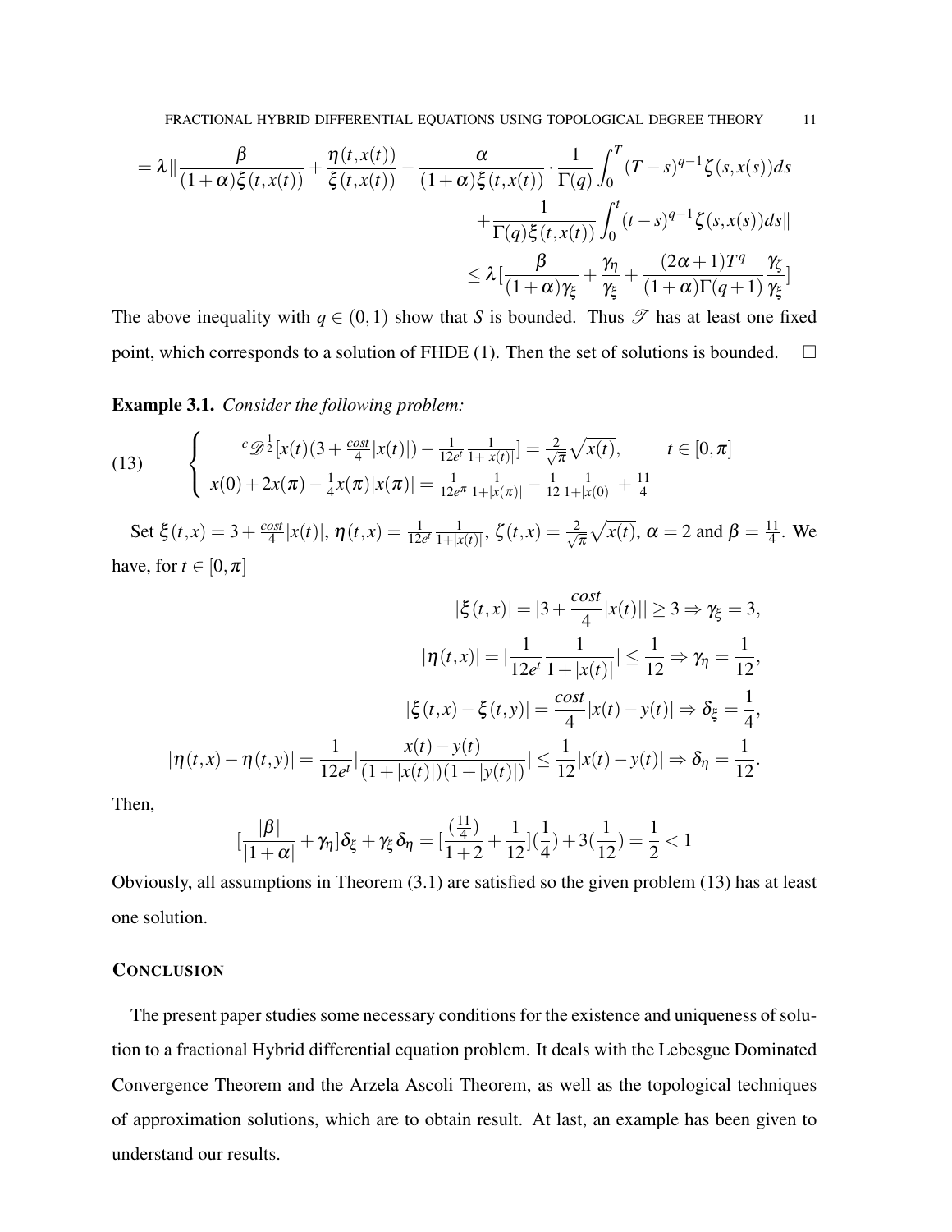$$
\begin{aligned}
&= \lambda \| \frac{\beta}{(1+\alpha)\xi(t,x(t))} + \frac{\eta(t,x(t))}{\xi(t,x(t))} - \frac{\alpha}{(1+\alpha)\xi(t,x(t))} \cdot \frac{1}{\Gamma(q)} \int_0^T (T-s)^{q-1} \zeta(s,x(s)) ds \\
&\qquad + \frac{1}{\Gamma(q)\xi(t,x(t))} \int_0^t (t-s)^{q-1} \zeta(s,x(s)) ds \| \\
&\leq \lambda [\frac{\beta}{(1+\alpha)\gamma_\xi} + \frac{\gamma_\eta}{\gamma_\xi} + \frac{(2\alpha+1)T^q}{(1+\alpha)\Gamma(q+1)} \frac{\gamma_\zeta}{\gamma_\xi}]
\end{aligned}
$$

The above inequality with $q \in (0,1)$ show that $S$ is bounded. Thus $\mathscr{T}$ has at least one fixed point, which corresponds to a solution of FHDE (1). Then the set of solutions is bounded. $\square$

**Example 3.1.** *Consider the following problem:*

$$
(13) \qquad \begin{cases} {}^{c}\mathscr{D}^{\frac{1}{2}}[x(t)(3 + \frac{cost}{4}|x(t)|) - \frac{1}{12e^t}\frac{1}{1+|x(t)|}] = \frac{2}{\sqrt{\pi}}\sqrt{x(t)}, & t \in [0,\pi] \\ x(0) + 2x(\pi) - \frac{1}{4}x(\pi)|x(\pi)| = \frac{1}{12e^\pi}\frac{1}{1+|x(\pi)|} - \frac{1}{12}\frac{1}{1+|x(0)|} + \frac{11}{4} \end{cases}
$$

Set $\xi(t,x) = 3 + \frac{cost}{4}|x(t)|$, $\eta(t,x) = \frac{1}{12e^t}\frac{1}{1+|x(t)|}$, $\zeta(t,x) = \frac{2}{\sqrt{\pi}}\sqrt{x(t)}$, $\alpha = 2$ and $\beta = \frac{11}{4}$. We have, for $t \in [0,\pi]$

$$
\begin{aligned}
|\xi(t,x)| = |3 + \frac{cost}{4}|x(t)|| \geq 3 \Rightarrow \gamma_\xi = 3, \\
|\eta(t,x)| = |\frac{1}{12e^t}\frac{1}{1+|x(t)|}| \leq \frac{1}{12} \Rightarrow \gamma_\eta = \frac{1}{12}, \\
|\xi(t,x) - \xi(t,y)| = \frac{cost}{4}|x(t) - y(t)| \Rightarrow \delta_\xi = \frac{1}{4}, \\
|\eta(t,x) - \eta(t,y)| = \frac{1}{12e^t}|\frac{x(t)-y(t)}{(1+|x(t)|)(1+|y(t)|)}| \leq \frac{1}{12}|x(t)-y(t)| \Rightarrow \delta_\eta = \frac{1}{12}.
\end{aligned}
$$

Then,

$$
[\frac{|\beta|}{|1+\alpha|} + \gamma_\eta]\delta_\xi + \gamma_\xi\delta_\eta = [\frac{(\frac{11}{4})}{1+2} + \frac{1}{12}](\frac{1}{4}) + 3(\frac{1}{12}) = \frac{1}{2} < 1
$$

Obviously, all assumptions in Theorem (3.1) are satisfied so the given problem (13) has at least one solution.

## Conclusion

The present paper studies some necessary conditions for the existence and uniqueness of solution to a fractional Hybrid differential equation problem. It deals with the Lebesgue Dominated Convergence Theorem and the Arzela Ascoli Theorem, as well as the topological techniques of approximation solutions, which are to obtain result. At last, an example has been given to understand our results.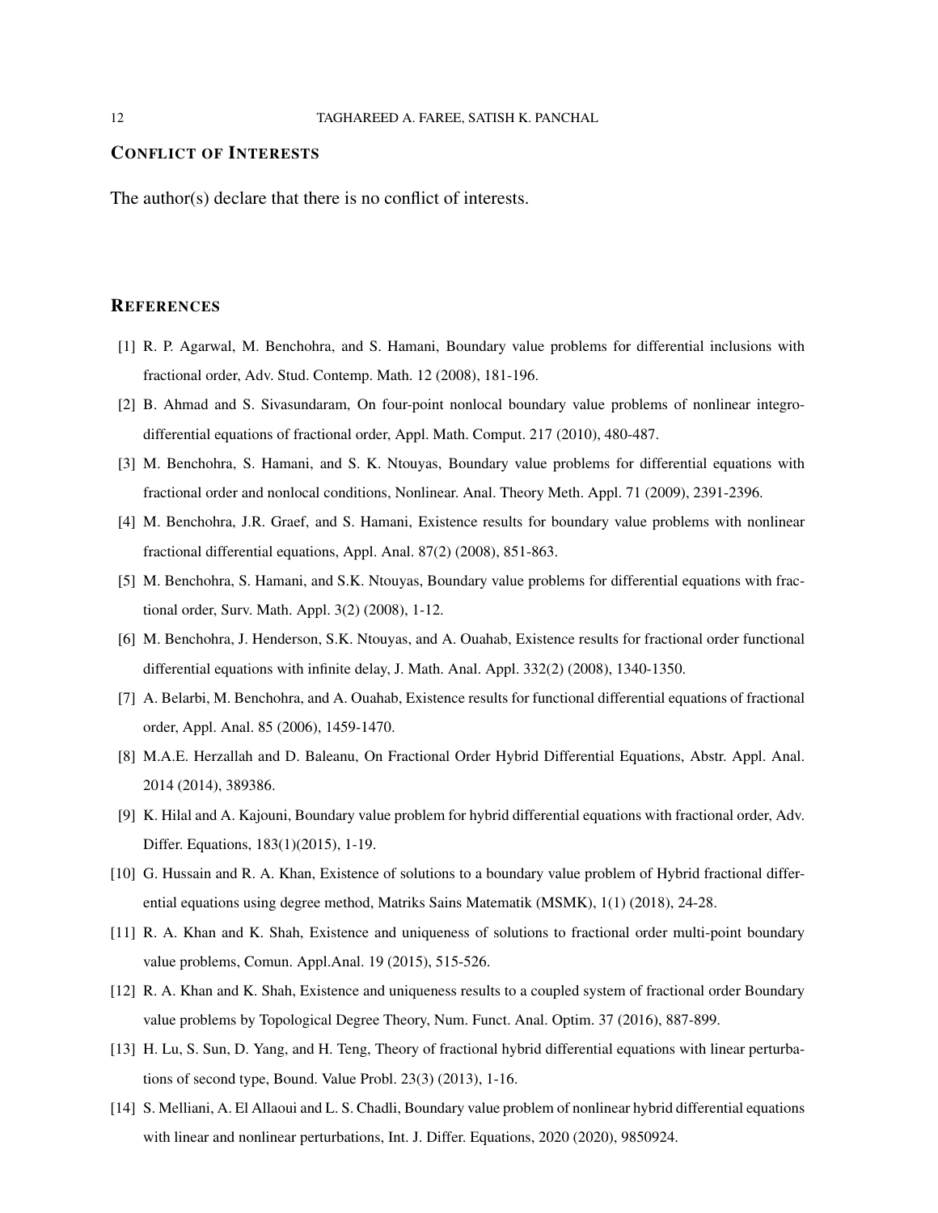## Conflict of Interests

The author(s) declare that there is no conflict of interests.

## References

[1] R. P. Agarwal, M. Benchohra, and S. Hamani, Boundary value problems for differential inclusions with fractional order, Adv. Stud. Contemp. Math. 12 (2008), 181-196.

[2] B. Ahmad and S. Sivasundaram, On four-point nonlocal boundary value problems of nonlinear integro-differential equations of fractional order, Appl. Math. Comput. 217 (2010), 480-487.

[3] M. Benchohra, S. Hamani, and S. K. Ntouyas, Boundary value problems for differential equations with fractional order and nonlocal conditions, Nonlinear. Anal. Theory Meth. Appl. 71 (2009), 2391-2396.

[4] M. Benchohra, J.R. Graef, and S. Hamani, Existence results for boundary value problems with nonlinear fractional differential equations, Appl. Anal. 87(2) (2008), 851-863.

[5] M. Benchohra, S. Hamani, and S.K. Ntouyas, Boundary value problems for differential equations with fractional order, Surv. Math. Appl. 3(2) (2008), 1-12.

[6] M. Benchohra, J. Henderson, S.K. Ntouyas, and A. Ouahab, Existence results for fractional order functional differential equations with infinite delay, J. Math. Anal. Appl. 332(2) (2008), 1340-1350.

[7] A. Belarbi, M. Benchohra, and A. Ouahab, Existence results for functional differential equations of fractional order, Appl. Anal. 85 (2006), 1459-1470.

[8] M.A.E. Herzallah and D. Baleanu, On Fractional Order Hybrid Differential Equations, Abstr. Appl. Anal. 2014 (2014), 389386.

[9] K. Hilal and A. Kajouni, Boundary value problem for hybrid differential equations with fractional order, Adv. Differ. Equations, 183(1)(2015), 1-19.

[10] G. Hussain and R. A. Khan, Existence of solutions to a boundary value problem of Hybrid fractional differential equations using degree method, Matriks Sains Matematik (MSMK), 1(1) (2018), 24-28.

[11] R. A. Khan and K. Shah, Existence and uniqueness of solutions to fractional order multi-point boundary value problems, Comun. Appl.Anal. 19 (2015), 515-526.

[12] R. A. Khan and K. Shah, Existence and uniqueness results to a coupled system of fractional order Boundary value problems by Topological Degree Theory, Num. Funct. Anal. Optim. 37 (2016), 887-899.

[13] H. Lu, S. Sun, D. Yang, and H. Teng, Theory of fractional hybrid differential equations with linear perturbations of second type, Bound. Value Probl. 23(3) (2013), 1-16.

[14] S. Melliani, A. El Allaoui and L. S. Chadli, Boundary value problem of nonlinear hybrid differential equations with linear and nonlinear perturbations, Int. J. Differ. Equations, 2020 (2020), 9850924.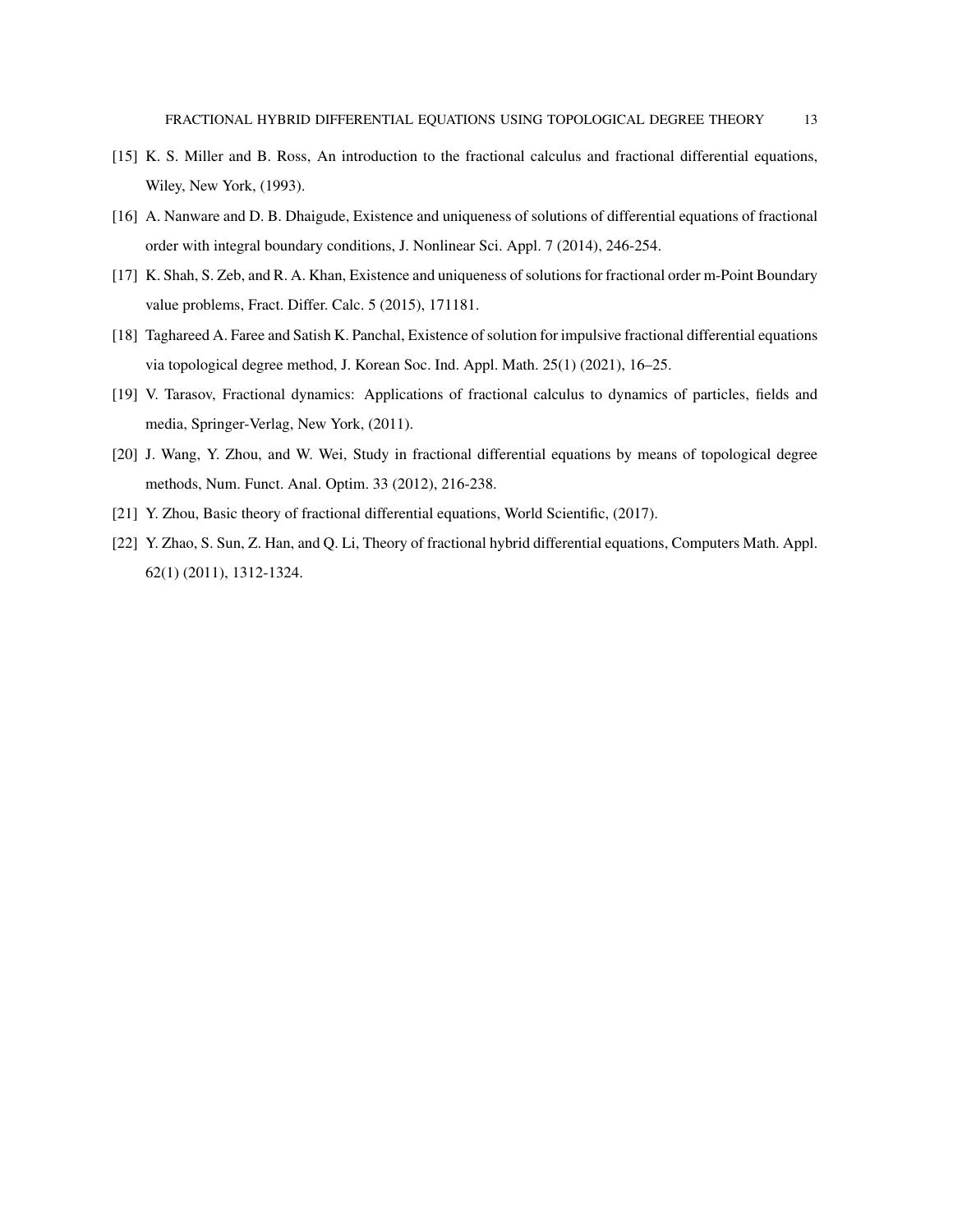[15] K. S. Miller and B. Ross, An introduction to the fractional calculus and fractional differential equations, Wiley, New York, (1993).

[16] A. Nanware and D. B. Dhaigude, Existence and uniqueness of solutions of differential equations of fractional order with integral boundary conditions, J. Nonlinear Sci. Appl. 7 (2014), 246-254.

[17] K. Shah, S. Zeb, and R. A. Khan, Existence and uniqueness of solutions for fractional order m-Point Boundary value problems, Fract. Differ. Calc. 5 (2015), 171181.

[18] Taghareed A. Faree and Satish K. Panchal, Existence of solution for impulsive fractional differential equations via topological degree method, J. Korean Soc. Ind. Appl. Math. 25(1) (2021), 16–25.

[19] V. Tarasov, Fractional dynamics: Applications of fractional calculus to dynamics of particles, fields and media, Springer-Verlag, New York, (2011).

[20] J. Wang, Y. Zhou, and W. Wei, Study in fractional differential equations by means of topological degree methods, Num. Funct. Anal. Optim. 33 (2012), 216-238.

[21] Y. Zhou, Basic theory of fractional differential equations, World Scientific, (2017).

[22] Y. Zhao, S. Sun, Z. Han, and Q. Li, Theory of fractional hybrid differential equations, Computers Math. Appl. 62(1) (2011), 1312-1324.